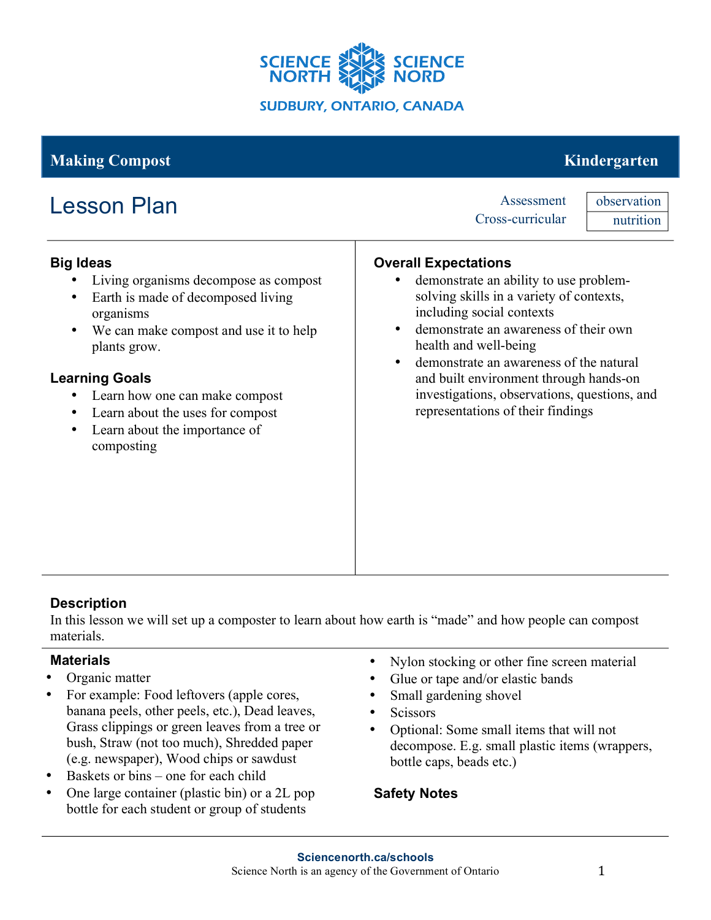SCIENCE NORTH SCIENCE NORD

SUDBURY, ONTARIO, CANADA

## Making Compost — Kindergarten

# Lesson Plan

| Assessment | observation |
|---|---|
| Cross-curricular | nutrition |

### Big Ideas

- Living organisms decompose as compost
- Earth is made of decomposed living organisms
- We can make compost and use it to help plants grow.

### Learning Goals

- Learn how one can make compost
- Learn about the uses for compost
- Learn about the importance of composting

### Overall Expectations

- demonstrate an ability to use problem-solving skills in a variety of contexts, including social contexts
- demonstrate an awareness of their own health and well-being
- demonstrate an awareness of the natural and built environment through hands-on investigations, observations, questions, and representations of their findings

### Description

In this lesson we will set up a composter to learn about how earth is "made" and how people can compost materials.

### Materials

- Organic matter
- For example: Food leftovers (apple cores, banana peels, other peels, etc.), Dead leaves, Grass clippings or green leaves from a tree or bush, Straw (not too much), Shredded paper (e.g. newspaper), Wood chips or sawdust
- Baskets or bins – one for each child
- One large container (plastic bin) or a 2L pop bottle for each student or group of students
- Nylon stocking or other fine screen material
- Glue or tape and/or elastic bands
- Small gardening shovel
- Scissors
- Optional: Some small items that will not decompose. E.g. small plastic items (wrappers, bottle caps, beads etc.)

### Safety Notes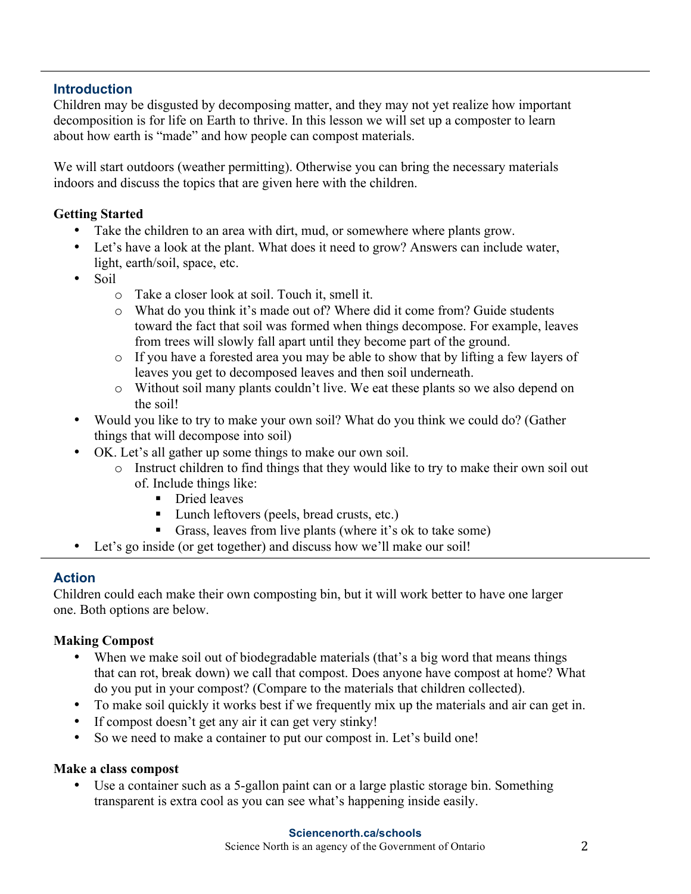## Introduction

Children may be disgusted by decomposing matter, and they may not yet realize how important decomposition is for life on Earth to thrive. In this lesson we will set up a composter to learn about how earth is "made" and how people can compost materials.

We will start outdoors (weather permitting). Otherwise you can bring the necessary materials indoors and discuss the topics that are given here with the children.

**Getting Started**

- Take the children to an area with dirt, mud, or somewhere where plants grow.
- Let's have a look at the plant. What does it need to grow? Answers can include water, light, earth/soil, space, etc.
- Soil
    - Take a closer look at soil. Touch it, smell it.
    - What do you think it's made out of? Where did it come from? Guide students toward the fact that soil was formed when things decompose. For example, leaves from trees will slowly fall apart until they become part of the ground.
    - If you have a forested area you may be able to show that by lifting a few layers of leaves you get to decomposed leaves and then soil underneath.
    - Without soil many plants couldn't live. We eat these plants so we also depend on the soil!
- Would you like to try to make your own soil? What do you think we could do? (Gather things that will decompose into soil)
- OK. Let's all gather up some things to make our own soil.
    - Instruct children to find things that they would like to try to make their own soil out of. Include things like:
        - Dried leaves
        - Lunch leftovers (peels, bread crusts, etc.)
        - Grass, leaves from live plants (where it's ok to take some)
- Let's go inside (or get together) and discuss how we'll make our soil!

## Action

Children could each make their own composting bin, but it will work better to have one larger one. Both options are below.

**Making Compost**

- When we make soil out of biodegradable materials (that's a big word that means things that can rot, break down) we call that compost. Does anyone have compost at home? What do you put in your compost? (Compare to the materials that children collected).
- To make soil quickly it works best if we frequently mix up the materials and air can get in.
- If compost doesn't get any air it can get very stinky!
- So we need to make a container to put our compost in. Let's build one!

**Make a class compost**

- Use a container such as a 5-gallon paint can or a large plastic storage bin. Something transparent is extra cool as you can see what's happening inside easily.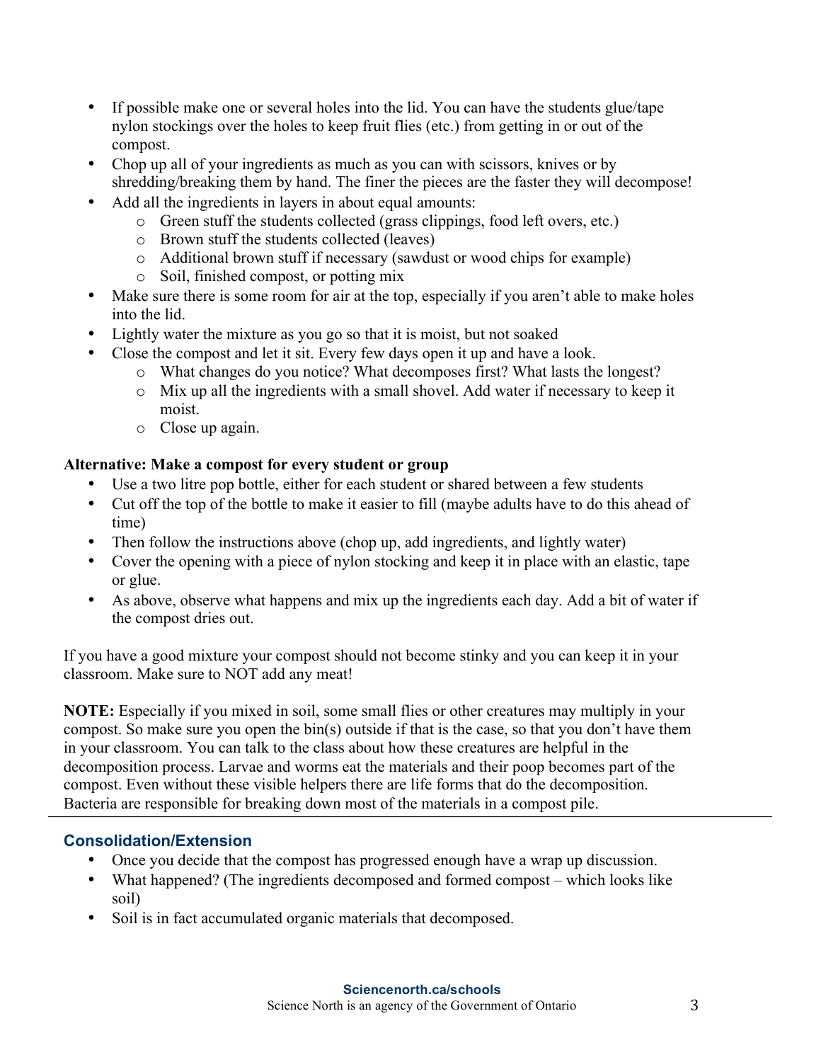- If possible make one or several holes into the lid. You can have the students glue/tape nylon stockings over the holes to keep fruit flies (etc.) from getting in or out of the compost.
- Chop up all of your ingredients as much as you can with scissors, knives or by shredding/breaking them by hand. The finer the pieces are the faster they will decompose!
- Add all the ingredients in layers in about equal amounts:
    - Green stuff the students collected (grass clippings, food left overs, etc.)
    - Brown stuff the students collected (leaves)
    - Additional brown stuff if necessary (sawdust or wood chips for example)
    - Soil, finished compost, or potting mix
- Make sure there is some room for air at the top, especially if you aren't able to make holes into the lid.
- Lightly water the mixture as you go so that it is moist, but not soaked
- Close the compost and let it sit. Every few days open it up and have a look.
    - What changes do you notice? What decomposes first? What lasts the longest?
    - Mix up all the ingredients with a small shovel. Add water if necessary to keep it moist.
    - Close up again.

**Alternative: Make a compost for every student or group**

- Use a two litre pop bottle, either for each student or shared between a few students
- Cut off the top of the bottle to make it easier to fill (maybe adults have to do this ahead of time)
- Then follow the instructions above (chop up, add ingredients, and lightly water)
- Cover the opening with a piece of nylon stocking and keep it in place with an elastic, tape or glue.
- As above, observe what happens and mix up the ingredients each day. Add a bit of water if the compost dries out.

If you have a good mixture your compost should not become stinky and you can keep it in your classroom. Make sure to NOT add any meat!

**NOTE:** Especially if you mixed in soil, some small flies or other creatures may multiply in your compost. So make sure you open the bin(s) outside if that is the case, so that you don't have them in your classroom. You can talk to the class about how these creatures are helpful in the decomposition process. Larvae and worms eat the materials and their poop becomes part of the compost. Even without these visible helpers there are life forms that do the decomposition. Bacteria are responsible for breaking down most of the materials in a compost pile.

---

## Consolidation/Extension

- Once you decide that the compost has progressed enough have a wrap up discussion.
- What happened? (The ingredients decomposed and formed compost – which looks like soil)
- Soil is in fact accumulated organic materials that decomposed.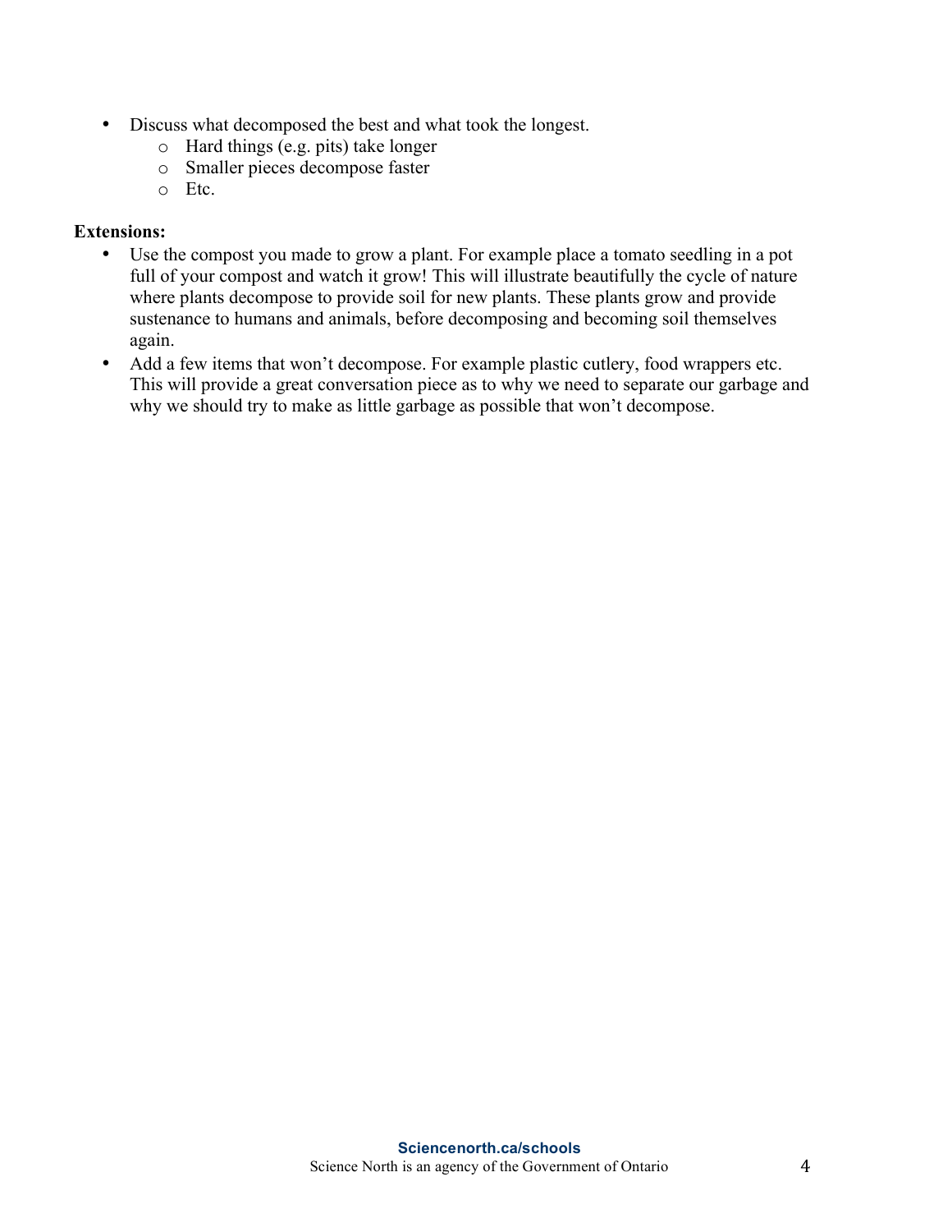- Discuss what decomposed the best and what took the longest.
  - Hard things (e.g. pits) take longer
  - Smaller pieces decompose faster
  - Etc.

**Extensions:**

- Use the compost you made to grow a plant. For example place a tomato seedling in a pot full of your compost and watch it grow! This will illustrate beautifully the cycle of nature where plants decompose to provide soil for new plants. These plants grow and provide sustenance to humans and animals, before decomposing and becoming soil themselves again.
- Add a few items that won't decompose. For example plastic cutlery, food wrappers etc. This will provide a great conversation piece as to why we need to separate our garbage and why we should try to make as little garbage as possible that won't decompose.